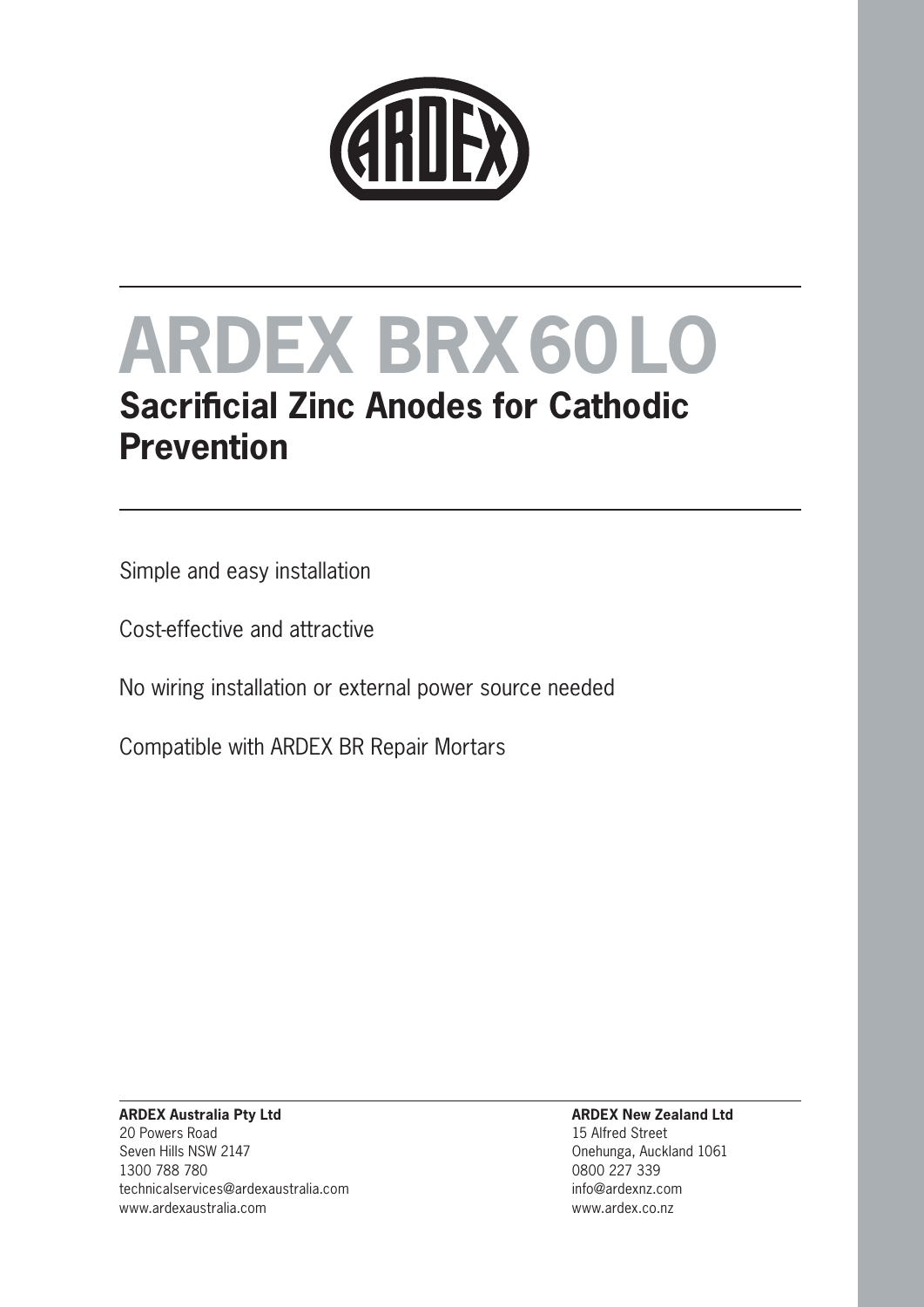# ARDEX BRX 60 LO

## Sacrificial Zinc Anodes for Cathodic Prevention

Simple and easy installation

Cost-effective and attractive

No wiring installation or external power source needed

Compatible with ARDEX BR Repair Mortars

**ARDEX Australia Pty Ltd**
20 Powers Road
Seven Hills NSW 2147
1300 788 780
technicalservices@ardexaustralia.com
www.ardexaustralia.com

**ARDEX New Zealand Ltd**
15 Alfred Street
Onehunga, Auckland 1061
0800 227 339
info@ardexnz.com
www.ardex.co.nz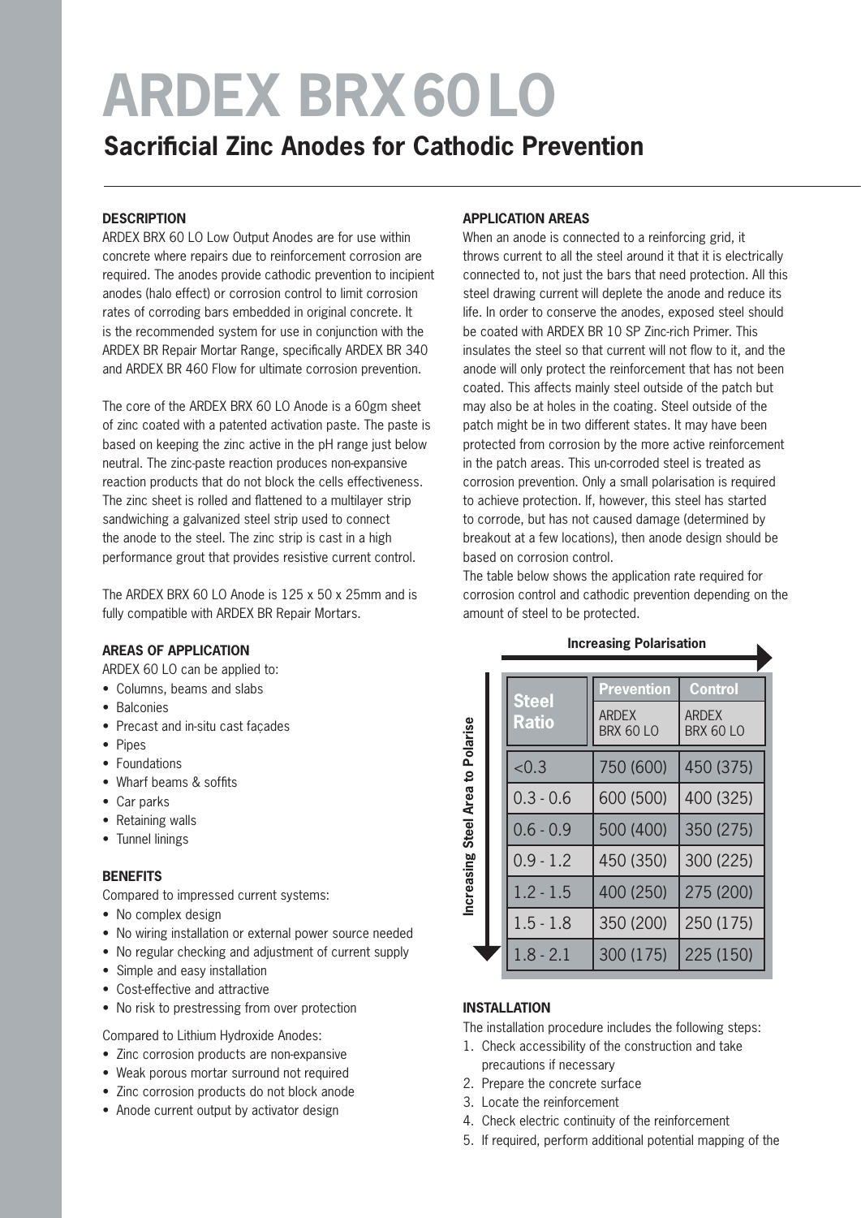# ARDEX BRX 60 LO

## Sacrificial Zinc Anodes for Cathodic Prevention

### DESCRIPTION

ARDEX BRX 60 LO Low Output Anodes are for use within concrete where repairs due to reinforcement corrosion are required. The anodes provide cathodic prevention to incipient anodes (halo effect) or corrosion control to limit corrosion rates of corroding bars embedded in original concrete. It is the recommended system for use in conjunction with the ARDEX BR Repair Mortar Range, specifically ARDEX BR 340 and ARDEX BR 460 Flow for ultimate corrosion prevention.

The core of the ARDEX BRX 60 LO Anode is a 60gm sheet of zinc coated with a patented activation paste. The paste is based on keeping the zinc active in the pH range just below neutral. The zinc-paste reaction produces non-expansive reaction products that do not block the cells effectiveness. The zinc sheet is rolled and flattened to a multilayer strip sandwiching a galvanized steel strip used to connect the anode to the steel. The zinc strip is cast in a high performance grout that provides resistive current control.

The ARDEX BRX 60 LO Anode is 125 x 50 x 25mm and is fully compatible with ARDEX BR Repair Mortars.

### AREAS OF APPLICATION

ARDEX 60 LO can be applied to:

- Columns, beams and slabs
- Balconies
- Precast and in-situ cast façades
- Pipes
- Foundations
- Wharf beams & soffits
- Car parks
- Retaining walls
- Tunnel linings

### BENEFITS

Compared to impressed current systems:

- No complex design
- No wiring installation or external power source needed
- No regular checking and adjustment of current supply
- Simple and easy installation
- Cost-effective and attractive
- No risk to prestressing from over protection

Compared to Lithium Hydroxide Anodes:

- Zinc corrosion products are non-expansive
- Weak porous mortar surround not required
- Zinc corrosion products do not block anode
- Anode current output by activator design

### APPLICATION AREAS

When an anode is connected to a reinforcing grid, it throws current to all the steel around it that it is electrically connected to, not just the bars that need protection. All this steel drawing current will deplete the anode and reduce its life. In order to conserve the anodes, exposed steel should be coated with ARDEX BR 10 SP Zinc-rich Primer. This insulates the steel so that current will not flow to it, and the anode will only protect the reinforcement that has not been coated. This affects mainly steel outside of the patch but may also be at holes in the coating. Steel outside of the patch might be in two different states. It may have been protected from corrosion by the more active reinforcement in the patch areas. This un-corroded steel is treated as corrosion prevention. Only a small polarisation is required to achieve protection. If, however, this steel has started to corrode, but has not caused damage (determined by breakout at a few locations), then anode design should be based on corrosion control.

The table below shows the application rate required for corrosion control and cathodic prevention depending on the amount of steel to be protected.

Increasing Polarisation →

Increasing Steel Area to Polarise ↓

| Steel Ratio | Prevention ARDEX BRX 60 LO | Control ARDEX BRX 60 LO |
|---|---|---|
| <0.3 | 750 (600) | 450 (375) |
| 0.3 - 0.6 | 600 (500) | 400 (325) |
| 0.6 - 0.9 | 500 (400) | 350 (275) |
| 0.9 - 1.2 | 450 (350) | 300 (225) |
| 1.2 - 1.5 | 400 (250) | 275 (200) |
| 1.5 - 1.8 | 350 (200) | 250 (175) |
| 1.8 - 2.1 | 300 (175) | 225 (150) |

### INSTALLATION

The installation procedure includes the following steps:

1. Check accessibility of the construction and take precautions if necessary
2. Prepare the concrete surface
3. Locate the reinforcement
4. Check electric continuity of the reinforcement
5. If required, perform additional potential mapping of the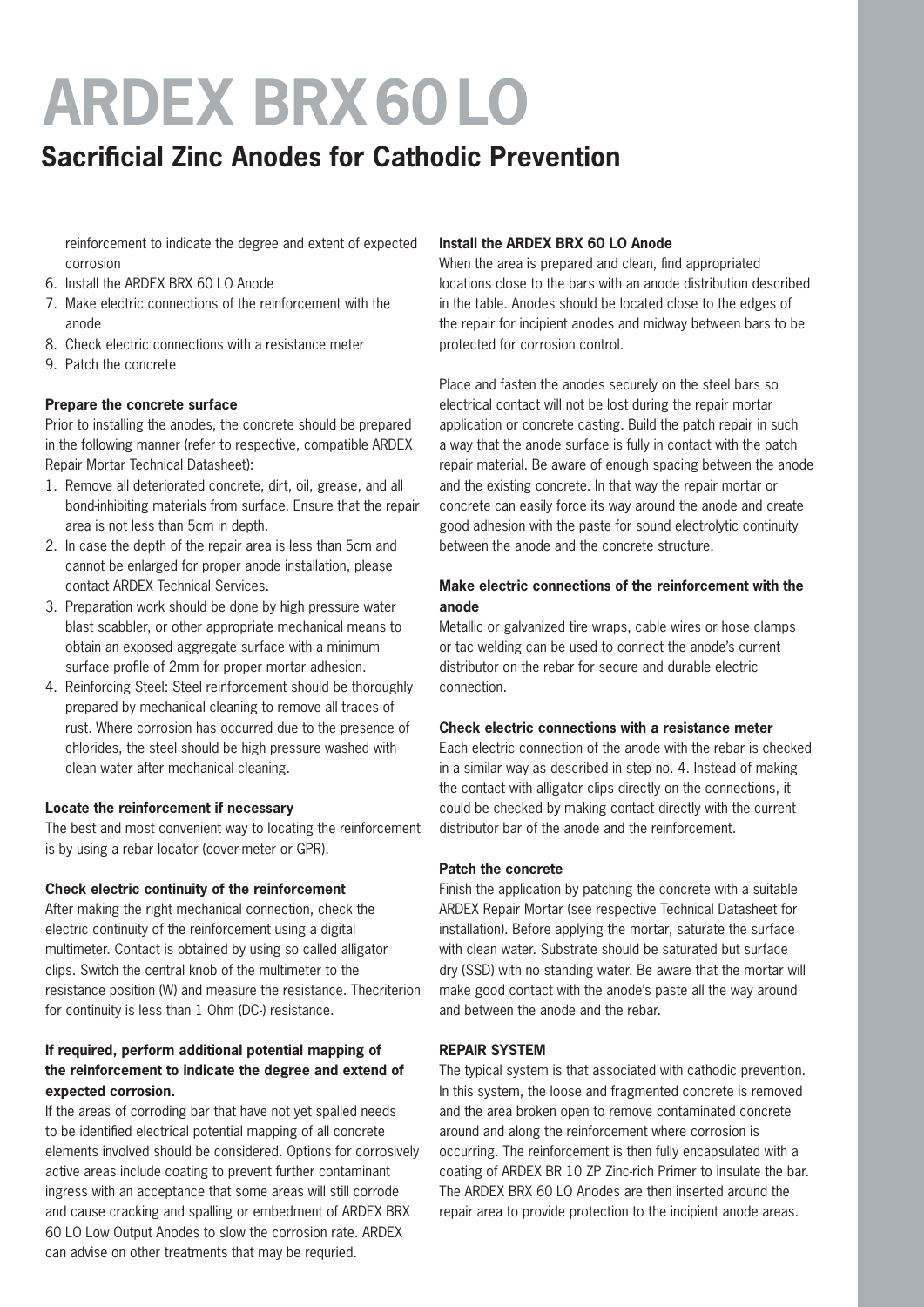# ARDEX BRX 60 LO

## Sacrificial Zinc Anodes for Cathodic Prevention

reinforcement to indicate the degree and extent of expected corrosion

6. Install the ARDEX BRX 60 LO Anode
7. Make electric connections of the reinforcement with the anode
8. Check electric connections with a resistance meter
9. Patch the concrete

**Prepare the concrete surface**

Prior to installing the anodes, the concrete should be prepared in the following manner (refer to respective, compatible ARDEX Repair Mortar Technical Datasheet):

1. Remove all deteriorated concrete, dirt, oil, grease, and all bond-inhibiting materials from surface. Ensure that the repair area is not less than 5cm in depth.
2. In case the depth of the repair area is less than 5cm and cannot be enlarged for proper anode installation, please contact ARDEX Technical Services.
3. Preparation work should be done by high pressure water blast scabbler, or other appropriate mechanical means to obtain an exposed aggregate surface with a minimum surface profile of 2mm for proper mortar adhesion.
4. Reinforcing Steel: Steel reinforcement should be thoroughly prepared by mechanical cleaning to remove all traces of rust. Where corrosion has occurred due to the presence of chlorides, the steel should be high pressure washed with clean water after mechanical cleaning.

**Locate the reinforcement if necessary**

The best and most convenient way to locating the reinforcement is by using a rebar locator (cover-meter or GPR).

**Check electric continuity of the reinforcement**

After making the right mechanical connection, check the electric continuity of the reinforcement using a digital multimeter. Contact is obtained by using so called alligator clips. Switch the central knob of the multimeter to the resistance position (W) and measure the resistance. Thecriterion for continuity is less than 1 Ohm (DC-) resistance.

**If required, perform additional potential mapping of the reinforcement to indicate the degree and extend of expected corrosion.**

If the areas of corroding bar that have not yet spalled needs to be identified electrical potential mapping of all concrete elements involved should be considered. Options for corrosively active areas include coating to prevent further contaminant ingress with an acceptance that some areas will still corrode and cause cracking and spalling or embedment of ARDEX BRX 60 LO Low Output Anodes to slow the corrosion rate. ARDEX can advise on other treatments that may be requried.

**Install the ARDEX BRX 60 LO Anode**

When the area is prepared and clean, find appropriated locations close to the bars with an anode distribution described in the table. Anodes should be located close to the edges of the repair for incipient anodes and midway between bars to be protected for corrosion control.

Place and fasten the anodes securely on the steel bars so electrical contact will not be lost during the repair mortar application or concrete casting. Build the patch repair in such a way that the anode surface is fully in contact with the patch repair material. Be aware of enough spacing between the anode and the existing concrete. In that way the repair mortar or concrete can easily force its way around the anode and create good adhesion with the paste for sound electrolytic continuity between the anode and the concrete structure.

**Make electric connections of the reinforcement with the anode**

Metallic or galvanized tire wraps, cable wires or hose clamps or tac welding can be used to connect the anode's current distributor on the rebar for secure and durable electric connection.

**Check electric connections with a resistance meter**

Each electric connection of the anode with the rebar is checked in a similar way as described in step no. 4. Instead of making the contact with alligator clips directly on the connections, it could be checked by making contact directly with the current distributor bar of the anode and the reinforcement.

**Patch the concrete**

Finish the application by patching the concrete with a suitable ARDEX Repair Mortar (see respective Technical Datasheet for installation). Before applying the mortar, saturate the surface with clean water. Substrate should be saturated but surface dry (SSD) with no standing water. Be aware that the mortar will make good contact with the anode's paste all the way around and between the anode and the rebar.

**REPAIR SYSTEM**

The typical system is that associated with cathodic prevention. In this system, the loose and fragmented concrete is removed and the area broken open to remove contaminated concrete around and along the reinforcement where corrosion is occurring. The reinforcement is then fully encapsulated with a coating of ARDEX BR 10 ZP Zinc-rich Primer to insulate the bar. The ARDEX BRX 60 LO Anodes are then inserted around the repair area to provide protection to the incipient anode areas.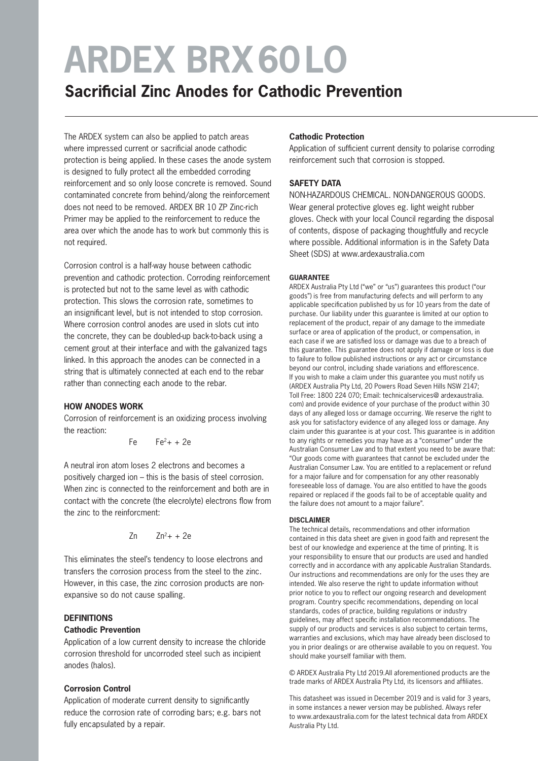# ARDEX BRX 60 LO

## Sacrificial Zinc Anodes for Cathodic Prevention

The ARDEX system can also be applied to patch areas where impressed current or sacrificial anode cathodic protection is being applied. In these cases the anode system is designed to fully protect all the embedded corroding reinforcement and so only loose concrete is removed. Sound contaminated concrete from behind/along the reinforcement does not need to be removed. ARDEX BR 10 ZP Zinc-rich Primer may be applied to the reinforcement to reduce the area over which the anode has to work but commonly this is not required.

Corrosion control is a half-way house between cathodic prevention and cathodic protection. Corroding reinforcement is protected but not to the same level as with cathodic protection. This slows the corrosion rate, sometimes to an insignificant level, but is not intended to stop corrosion. Where corrosion control anodes are used in slots cut into the concrete, they can be doubled-up back-to-back using a cement grout at their interface and with the galvanized tags linked. In this approach the anodes can be connected in a string that is ultimately connected at each end to the rebar rather than connecting each anode to the rebar.

### HOW ANODES WORK

Corrosion of reinforcement is an oxidizing process involving the reaction:

$$Fe \quad Fe^{2}+ + 2e$$

A neutral iron atom loses 2 electrons and becomes a positively charged ion – this is the basis of steel corrosion. When zinc is connected to the reinforcement and both are in contact with the concrete (the elecrolyte) electrons flow from the zinc to the reinforcment:

$$Zn \quad Zn^{2}+ + 2e$$

This eliminates the steel's tendency to loose electrons and transfers the corrosion process from the steel to the zinc. However, in this case, the zinc corrosion products are non-expansive so do not cause spalling.

### DEFINITIONS

**Cathodic Prevention**

Application of a low current density to increase the chloride corrosion threshold for uncorroded steel such as incipient anodes (halos).

**Corrosion Control**

Application of moderate current density to significantly reduce the corrosion rate of corroding bars; e.g. bars not fully encapsulated by a repair.

**Cathodic Protection**

Application of sufficient current density to polarise corroding reinforcement such that corrosion is stopped.

### SAFETY DATA

NON-HAZARDOUS CHEMICAL. NON-DANGEROUS GOODS. Wear general protective gloves eg. light weight rubber gloves. Check with your local Council regarding the disposal of contents, dispose of packaging thoughtfully and recycle where possible. Additional information is in the Safety Data Sheet (SDS) at www.ardexaustralia.com

#### GUARANTEE

ARDEX Australia Pty Ltd ("we" or "us") guarantees this product ("our goods") is free from manufacturing defects and will perform to any applicable specification published by us for 10 years from the date of purchase. Our liability under this guarantee is limited at our option to replacement of the product, repair of any damage to the immediate surface or area of application of the product, or compensation, in each case if we are satisfied loss or damage was due to a breach of this guarantee. This guarantee does not apply if damage or loss is due to failure to follow published instructions or any act or circumstance beyond our control, including shade variations and efflorescence. If you wish to make a claim under this guarantee you must notify us (ARDEX Australia Pty Ltd, 20 Powers Road Seven Hills NSW 2147; Toll Free: 1800 224 070; Email: technicalservices@ ardexaustralia.com) and provide evidence of your purchase of the product within 30 days of any alleged loss or damage occurring. We reserve the right to ask you for satisfactory evidence of any alleged loss or damage. Any claim under this guarantee is at your cost. This guarantee is in addition to any rights or remedies you may have as a "consumer" under the Australian Consumer Law and to that extent you need to be aware that: "Our goods come with guarantees that cannot be excluded under the Australian Consumer Law. You are entitled to a replacement or refund for a major failure and for compensation for any other reasonably foreseeable loss of damage. You are also entitled to have the goods repaired or replaced if the goods fail to be of acceptable quality and the failure does not amount to a major failure".

#### DISCLAIMER

The technical details, recommendations and other information contained in this data sheet are given in good faith and represent the best of our knowledge and experience at the time of printing. It is your responsibility to ensure that our products are used and handled correctly and in accordance with any applicable Australian Standards. Our instructions and recommendations are only for the uses they are intended. We also reserve the right to update information without prior notice to you to reflect our ongoing research and development program. Country specific recommendations, depending on local standards, codes of practice, building regulations or industry guidelines, may affect specific installation recommendations. The supply of our products and services is also subject to certain terms, warranties and exclusions, which may have already been disclosed to you in prior dealings or are otherwise available to you on request. You should make yourself familiar with them.

© ARDEX Australia Pty Ltd 2019.All aforementioned products are the trade marks of ARDEX Australia Pty Ltd, its licensors and affiliates.

This datasheet was issued in December 2019 and is valid for 3 years, in some instances a newer version may be published. Always refer to www.ardexaustralia.com for the latest technical data from ARDEX Australia Pty Ltd.